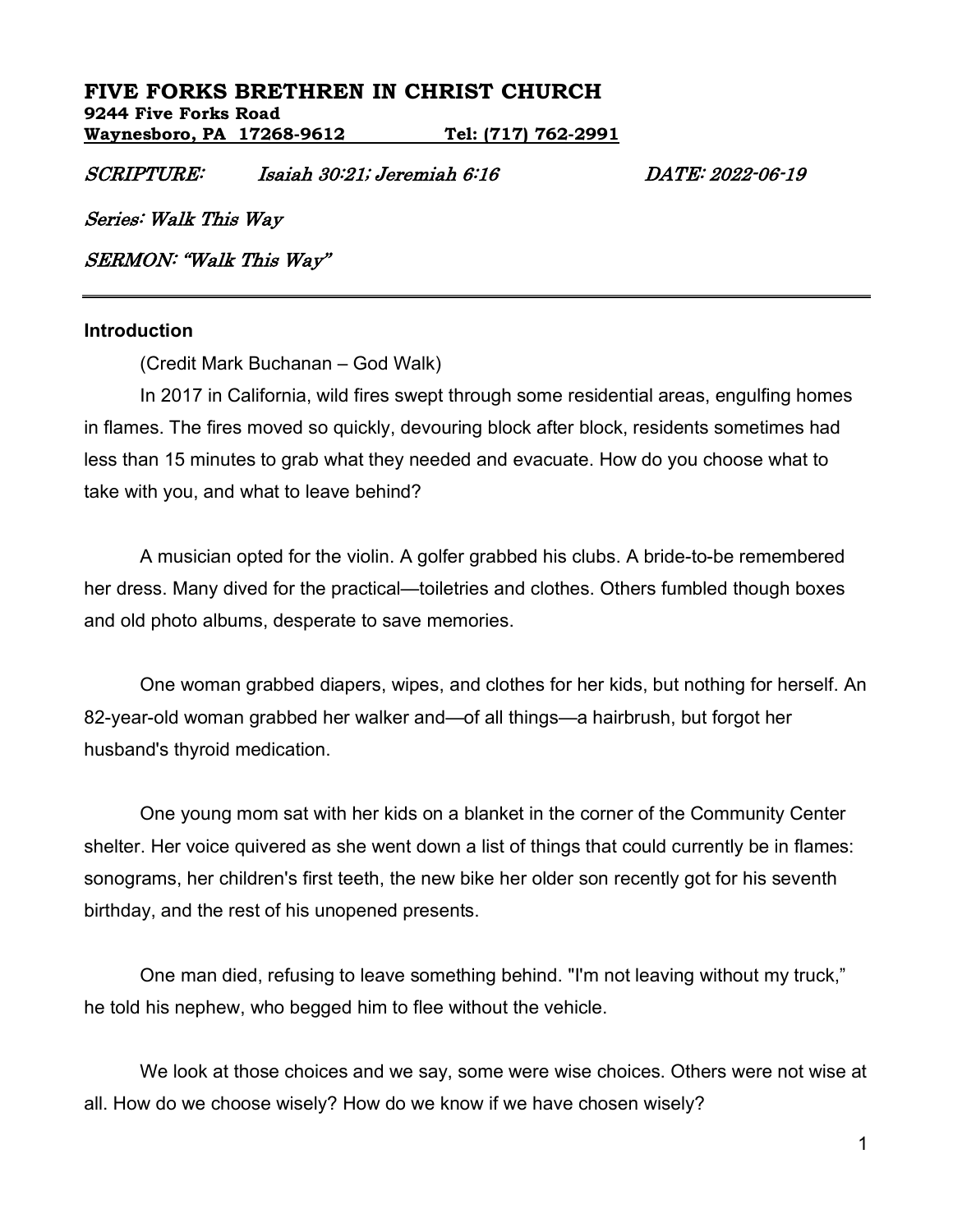# FIVE FORKS BRETHREN IN CHRIST CHURCH

**9244 Five Forks Road**
**Waynesboro, PA 17268-9612 Tel: (717) 762-2991**

*SCRIPTURE: Isaiah 30:21; Jeremiah 6:16 DATE: 2022-06-19*

*Series: Walk This Way*

*SERMON: "Walk This Way"*

---

## Introduction

(Credit Mark Buchanan – God Walk)

In 2017 in California, wild fires swept through some residential areas, engulfing homes in flames. The fires moved so quickly, devouring block after block, residents sometimes had less than 15 minutes to grab what they needed and evacuate. How do you choose what to take with you, and what to leave behind?

A musician opted for the violin. A golfer grabbed his clubs. A bride-to-be remembered her dress. Many dived for the practical—toiletries and clothes. Others fumbled though boxes and old photo albums, desperate to save memories.

One woman grabbed diapers, wipes, and clothes for her kids, but nothing for herself. An 82-year-old woman grabbed her walker and—of all things—a hairbrush, but forgot her husband's thyroid medication.

One young mom sat with her kids on a blanket in the corner of the Community Center shelter. Her voice quivered as she went down a list of things that could currently be in flames: sonograms, her children's first teeth, the new bike her older son recently got for his seventh birthday, and the rest of his unopened presents.

One man died, refusing to leave something behind. "I'm not leaving without my truck," he told his nephew, who begged him to flee without the vehicle.

We look at those choices and we say, some were wise choices. Others were not wise at all. How do we choose wisely? How do we know if we have chosen wisely?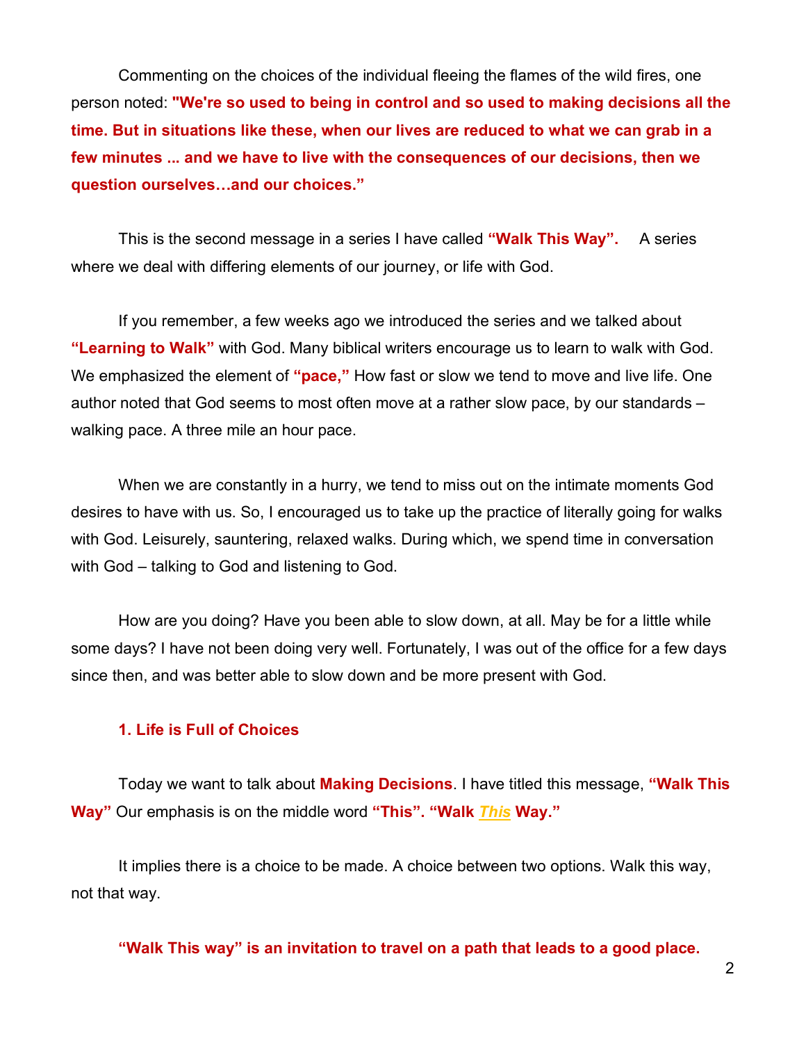Commenting on the choices of the individual fleeing the flames of the wild fires, one person noted: **"We're so used to being in control and so used to making decisions all the time. But in situations like these, when our lives are reduced to what we can grab in a few minutes ... and we have to live with the consequences of our decisions, then we question ourselves…and our choices."**

This is the second message in a series I have called **"Walk This Way".** A series where we deal with differing elements of our journey, or life with God.

If you remember, a few weeks ago we introduced the series and we talked about **"Learning to Walk"** with God. Many biblical writers encourage us to learn to walk with God. We emphasized the element of **"pace,"** How fast or slow we tend to move and live life. One author noted that God seems to most often move at a rather slow pace, by our standards – walking pace. A three mile an hour pace.

When we are constantly in a hurry, we tend to miss out on the intimate moments God desires to have with us. So, I encouraged us to take up the practice of literally going for walks with God. Leisurely, sauntering, relaxed walks. During which, we spend time in conversation with God – talking to God and listening to God.

How are you doing? Have you been able to slow down, at all. May be for a little while some days? I have not been doing very well. Fortunately, I was out of the office for a few days since then, and was better able to slow down and be more present with God.

### 1. Life is Full of Choices

Today we want to talk about **Making Decisions**. I have titled this message, **"Walk This Way"** Our emphasis is on the middle word **"This". "Walk *This* Way."**

It implies there is a choice to be made. A choice between two options. Walk this way, not that way.

**"Walk This way" is an invitation to travel on a path that leads to a good place.**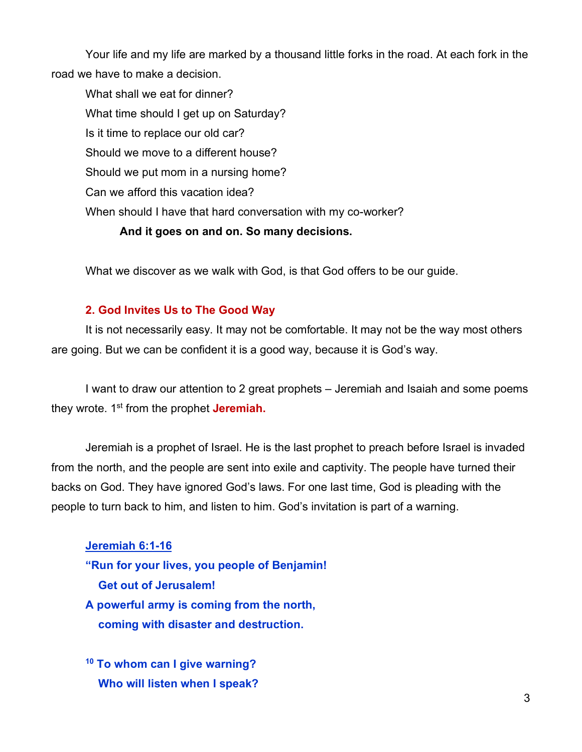Your life and my life are marked by a thousand little forks in the road. At each fork in the road we have to make a decision.

What shall we eat for dinner?

What time should I get up on Saturday?

Is it time to replace our old car?

Should we move to a different house?

Should we put mom in a nursing home?

Can we afford this vacation idea?

When should I have that hard conversation with my co-worker?

**And it goes on and on. So many decisions.**

What we discover as we walk with God, is that God offers to be our guide.

### 2. God Invites Us to The Good Way

It is not necessarily easy. It may not be comfortable. It may not be the way most others are going. But we can be confident it is a good way, because it is God's way.

I want to draw our attention to 2 great prophets – Jeremiah and Isaiah and some poems they wrote. 1st from the prophet **Jeremiah.**

Jeremiah is a prophet of Israel. He is the last prophet to preach before Israel is invaded from the north, and the people are sent into exile and captivity. The people have turned their backs on God. They have ignored God's laws. For one last time, God is pleading with the people to turn back to him, and listen to him. God's invitation is part of a warning.

**Jeremiah 6:1-16**

**"Run for your lives, you people of Benjamin!**
**Get out of Jerusalem!**
**A powerful army is coming from the north,**
**coming with disaster and destruction.**

**10 To whom can I give warning?**
**Who will listen when I speak?**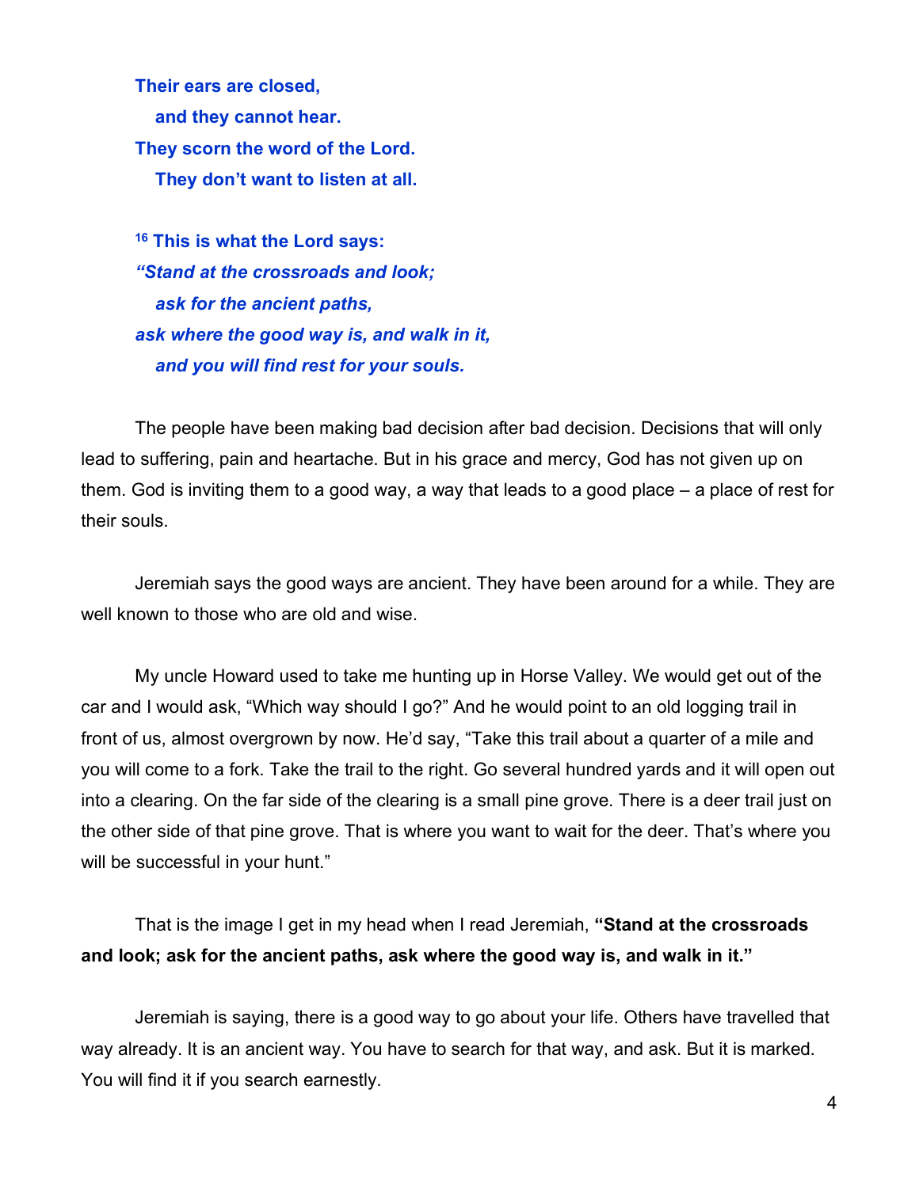**Their ears are closed,**
**and they cannot hear.**
**They scorn the word of the Lord.**
**They don't want to listen at all.**

**[16] This is what the Lord says:**
***"Stand at the crossroads and look;***
***ask for the ancient paths,***
***ask where the good way is, and walk in it,***
***and you will find rest for your souls.***

The people have been making bad decision after bad decision. Decisions that will only lead to suffering, pain and heartache. But in his grace and mercy, God has not given up on them. God is inviting them to a good way, a way that leads to a good place – a place of rest for their souls.

Jeremiah says the good ways are ancient. They have been around for a while. They are well known to those who are old and wise.

My uncle Howard used to take me hunting up in Horse Valley. We would get out of the car and I would ask, "Which way should I go?" And he would point to an old logging trail in front of us, almost overgrown by now. He'd say, "Take this trail about a quarter of a mile and you will come to a fork. Take the trail to the right. Go several hundred yards and it will open out into a clearing. On the far side of the clearing is a small pine grove. There is a deer trail just on the other side of that pine grove. That is where you want to wait for the deer. That's where you will be successful in your hunt."

That is the image I get in my head when I read Jeremiah, **"Stand at the crossroads and look; ask for the ancient paths, ask where the good way is, and walk in it."**

Jeremiah is saying, there is a good way to go about your life. Others have travelled that way already. It is an ancient way. You have to search for that way, and ask. But it is marked. You will find it if you search earnestly.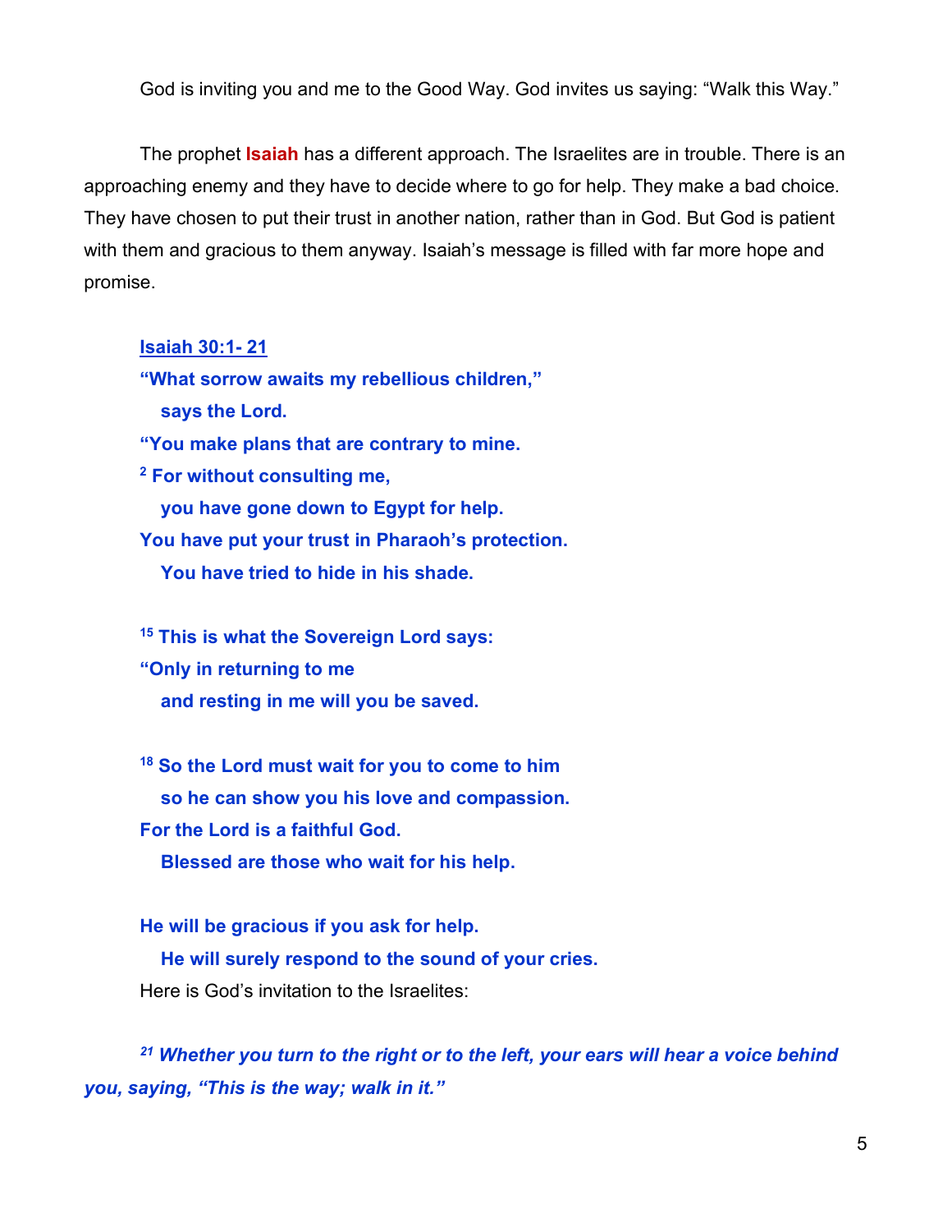God is inviting you and me to the Good Way. God invites us saying: "Walk this Way."

The prophet **Isaiah** has a different approach. The Israelites are in trouble. There is an approaching enemy and they have to decide where to go for help. They make a bad choice. They have chosen to put their trust in another nation, rather than in God. But God is patient with them and gracious to them anyway. Isaiah's message is filled with far more hope and promise.

**Isaiah 30:1- 21**

**"What sorrow awaits my rebellious children,"**
**says the Lord.**
**"You make plans that are contrary to mine.**
**[2] For without consulting me,**
**you have gone down to Egypt for help.**
**You have put your trust in Pharaoh's protection.**
**You have tried to hide in his shade.**

**[15] This is what the Sovereign Lord says:**
**"Only in returning to me**
**and resting in me will you be saved.**

**[18] So the Lord must wait for you to come to him**
**so he can show you his love and compassion.**
**For the Lord is a faithful God.**
**Blessed are those who wait for his help.**

**He will be gracious if you ask for help.**
**He will surely respond to the sound of your cries.**

Here is God's invitation to the Israelites:

***[21] Whether you turn to the right or to the left, your ears will hear a voice behind you, saying, "This is the way; walk in it."***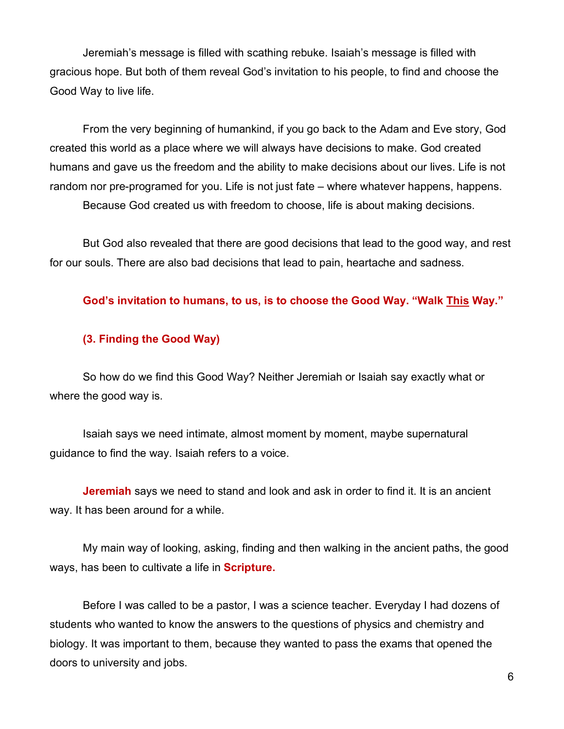Jeremiah's message is filled with scathing rebuke. Isaiah's message is filled with gracious hope. But both of them reveal God's invitation to his people, to find and choose the Good Way to live life.

From the very beginning of humankind, if you go back to the Adam and Eve story, God created this world as a place where we will always have decisions to make. God created humans and gave us the freedom and the ability to make decisions about our lives. Life is not random nor pre-programed for you. Life is not just fate – where whatever happens, happens.

Because God created us with freedom to choose, life is about making decisions.

But God also revealed that there are good decisions that lead to the good way, and rest for our souls. There are also bad decisions that lead to pain, heartache and sadness.

**God's invitation to humans, to us, is to choose the Good Way. "Walk <u>This</u> Way."**

**(3. Finding the Good Way)**

So how do we find this Good Way? Neither Jeremiah or Isaiah say exactly what or where the good way is.

Isaiah says we need intimate, almost moment by moment, maybe supernatural guidance to find the way. Isaiah refers to a voice.

**Jeremiah** says we need to stand and look and ask in order to find it. It is an ancient way. It has been around for a while.

My main way of looking, asking, finding and then walking in the ancient paths, the good ways, has been to cultivate a life in **Scripture.**

Before I was called to be a pastor, I was a science teacher. Everyday I had dozens of students who wanted to know the answers to the questions of physics and chemistry and biology. It was important to them, because they wanted to pass the exams that opened the doors to university and jobs.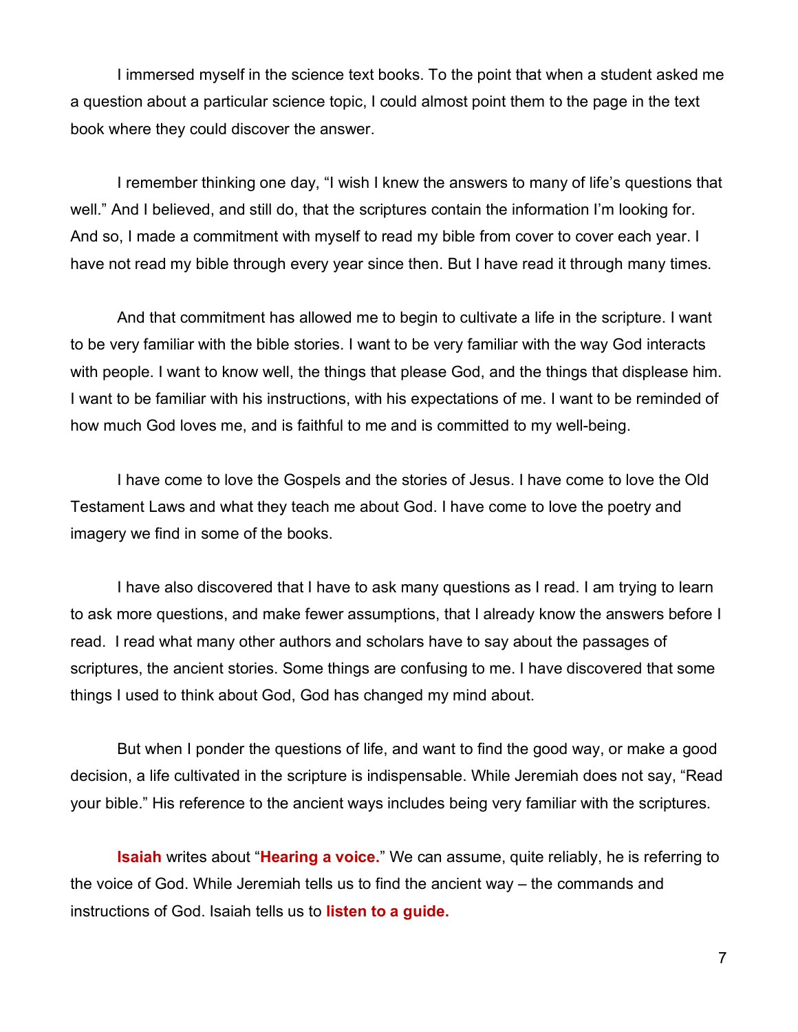I immersed myself in the science text books. To the point that when a student asked me a question about a particular science topic, I could almost point them to the page in the text book where they could discover the answer.

I remember thinking one day, "I wish I knew the answers to many of life's questions that well." And I believed, and still do, that the scriptures contain the information I'm looking for. And so, I made a commitment with myself to read my bible from cover to cover each year. I have not read my bible through every year since then. But I have read it through many times.

And that commitment has allowed me to begin to cultivate a life in the scripture. I want to be very familiar with the bible stories. I want to be very familiar with the way God interacts with people. I want to know well, the things that please God, and the things that displease him. I want to be familiar with his instructions, with his expectations of me. I want to be reminded of how much God loves me, and is faithful to me and is committed to my well-being.

I have come to love the Gospels and the stories of Jesus. I have come to love the Old Testament Laws and what they teach me about God. I have come to love the poetry and imagery we find in some of the books.

I have also discovered that I have to ask many questions as I read. I am trying to learn to ask more questions, and make fewer assumptions, that I already know the answers before I read. I read what many other authors and scholars have to say about the passages of scriptures, the ancient stories. Some things are confusing to me. I have discovered that some things I used to think about God, God has changed my mind about.

But when I ponder the questions of life, and want to find the good way, or make a good decision, a life cultivated in the scripture is indispensable. While Jeremiah does not say, "Read your bible." His reference to the ancient ways includes being very familiar with the scriptures.

**Isaiah** writes about "**Hearing a voice.**" We can assume, quite reliably, he is referring to the voice of God. While Jeremiah tells us to find the ancient way – the commands and instructions of God. Isaiah tells us to **listen to a guide.**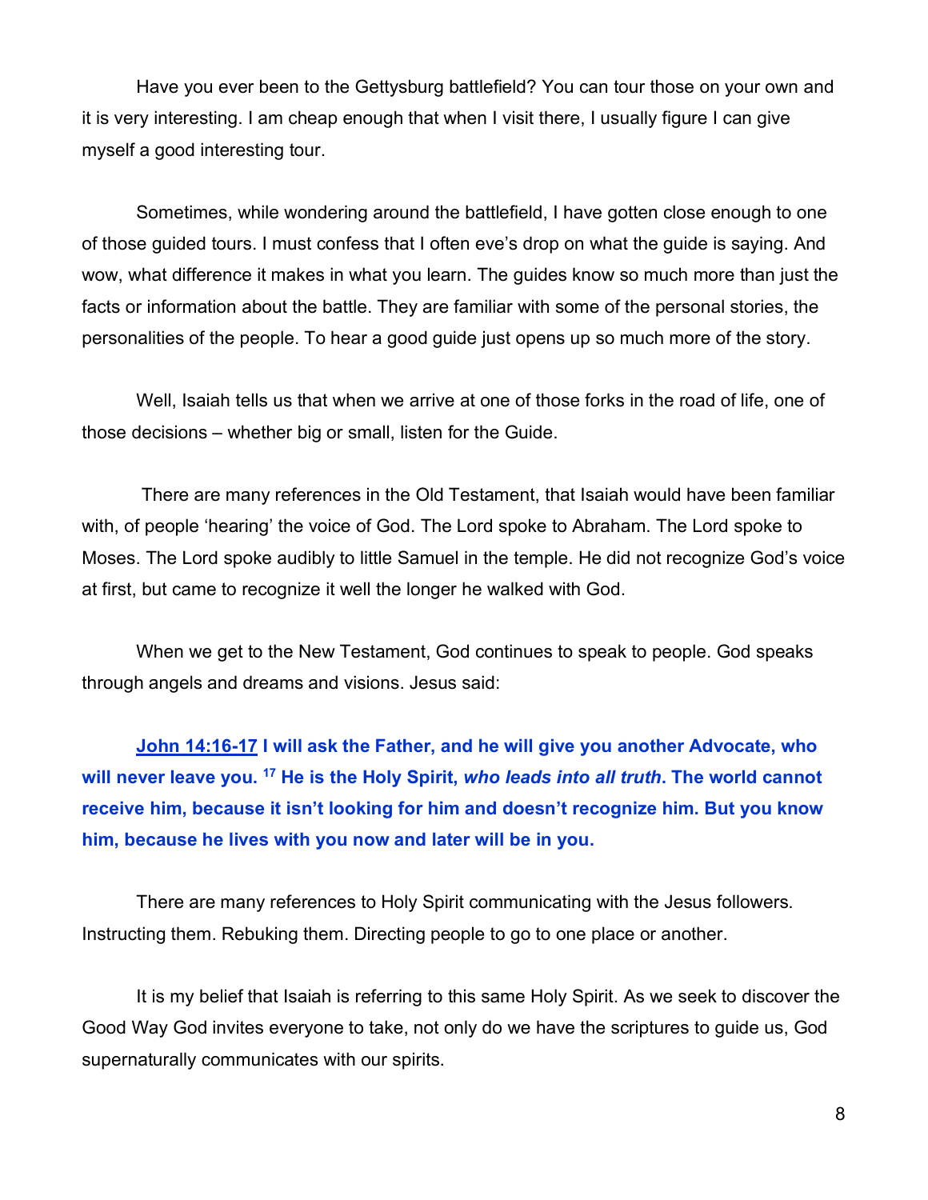Have you ever been to the Gettysburg battlefield? You can tour those on your own and it is very interesting. I am cheap enough that when I visit there, I usually figure I can give myself a good interesting tour.

Sometimes, while wondering around the battlefield, I have gotten close enough to one of those guided tours. I must confess that I often eve's drop on what the guide is saying. And wow, what difference it makes in what you learn. The guides know so much more than just the facts or information about the battle. They are familiar with some of the personal stories, the personalities of the people. To hear a good guide just opens up so much more of the story.

Well, Isaiah tells us that when we arrive at one of those forks in the road of life, one of those decisions – whether big or small, listen for the Guide.

There are many references in the Old Testament, that Isaiah would have been familiar with, of people 'hearing' the voice of God. The Lord spoke to Abraham. The Lord spoke to Moses. The Lord spoke audibly to little Samuel in the temple. He did not recognize God's voice at first, but came to recognize it well the longer he walked with God.

When we get to the New Testament, God continues to speak to people. God speaks through angels and dreams and visions. Jesus said:

**John 14:16-17 I will ask the Father, and he will give you another Advocate, who will never leave you. [17] He is the Holy Spirit, *who leads into all truth*. The world cannot receive him, because it isn't looking for him and doesn't recognize him. But you know him, because he lives with you now and later will be in you.**

There are many references to Holy Spirit communicating with the Jesus followers. Instructing them. Rebuking them. Directing people to go to one place or another.

It is my belief that Isaiah is referring to this same Holy Spirit. As we seek to discover the Good Way God invites everyone to take, not only do we have the scriptures to guide us, God supernaturally communicates with our spirits.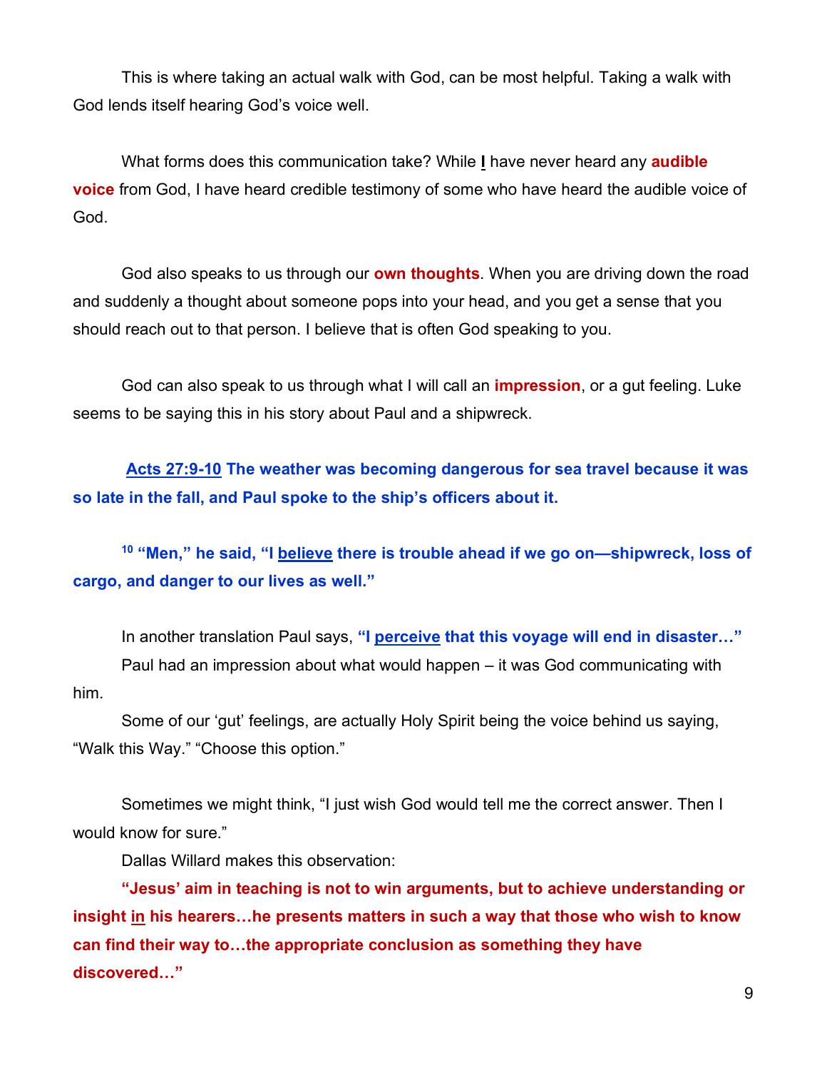This is where taking an actual walk with God, can be most helpful. Taking a walk with God lends itself hearing God's voice well.

What forms does this communication take? While **I** have never heard any **audible voice** from God, I have heard credible testimony of some who have heard the audible voice of God.

God also speaks to us through our **own thoughts**. When you are driving down the road and suddenly a thought about someone pops into your head, and you get a sense that you should reach out to that person. I believe that is often God speaking to you.

God can also speak to us through what I will call an **impression**, or a gut feeling. Luke seems to be saying this in his story about Paul and a shipwreck.

**Acts 27:9-10 The weather was becoming dangerous for sea travel because it was so late in the fall, and Paul spoke to the ship's officers about it.**

**[10] "Men," he said, "I believe there is trouble ahead if we go on—shipwreck, loss of cargo, and danger to our lives as well."**

In another translation Paul says, **"I perceive that this voyage will end in disaster…"**

Paul had an impression about what would happen – it was God communicating with him.

Some of our 'gut' feelings, are actually Holy Spirit being the voice behind us saying, "Walk this Way." "Choose this option."

Sometimes we might think, "I just wish God would tell me the correct answer. Then I would know for sure."

Dallas Willard makes this observation:

**"Jesus' aim in teaching is not to win arguments, but to achieve understanding or insight in his hearers…he presents matters in such a way that those who wish to know can find their way to…the appropriate conclusion as something they have discovered…"**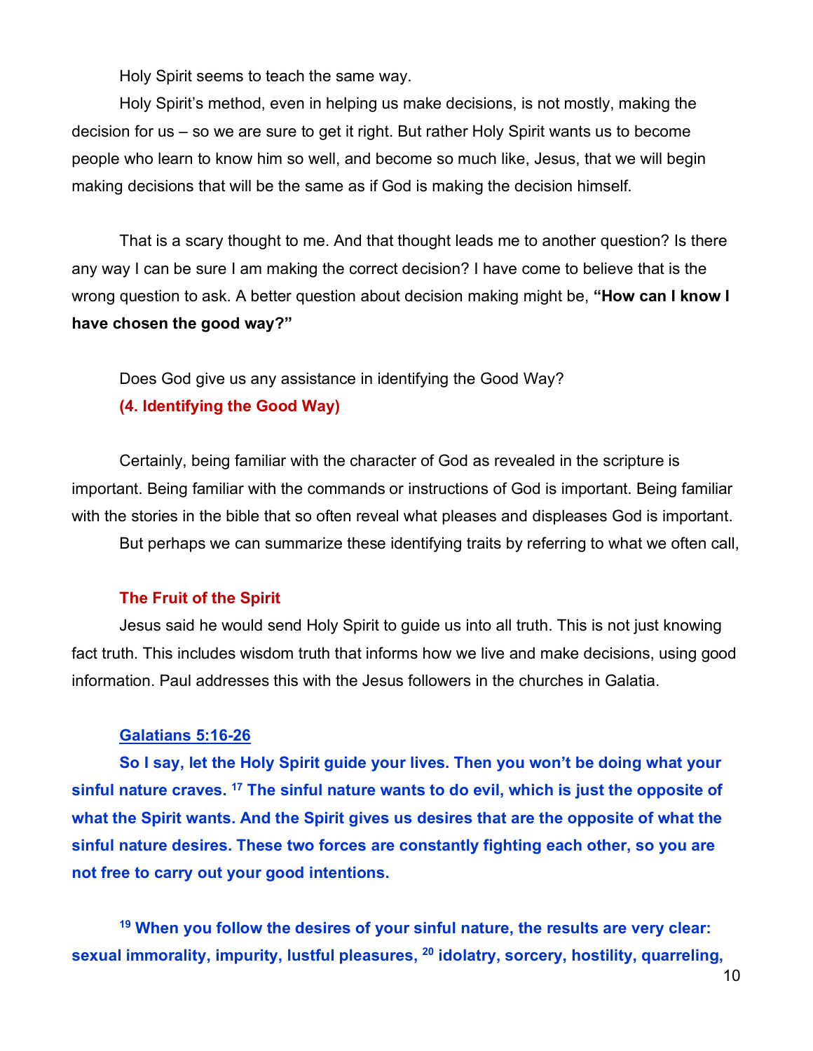Holy Spirit seems to teach the same way.

Holy Spirit's method, even in helping us make decisions, is not mostly, making the decision for us – so we are sure to get it right. But rather Holy Spirit wants us to become people who learn to know him so well, and become so much like, Jesus, that we will begin making decisions that will be the same as if God is making the decision himself.

That is a scary thought to me. And that thought leads me to another question? Is there any way I can be sure I am making the correct decision? I have come to believe that is the wrong question to ask. A better question about decision making might be, **"How can I know I have chosen the good way?"**

Does God give us any assistance in identifying the Good Way?

**(4. Identifying the Good Way)**

Certainly, being familiar with the character of God as revealed in the scripture is important. Being familiar with the commands or instructions of God is important. Being familiar with the stories in the bible that so often reveal what pleases and displeases God is important.

But perhaps we can summarize these identifying traits by referring to what we often call,

**The Fruit of the Spirit**

Jesus said he would send Holy Spirit to guide us into all truth. This is not just knowing fact truth. This includes wisdom truth that informs how we live and make decisions, using good information. Paul addresses this with the Jesus followers in the churches in Galatia.

**Galatians 5:16-26**

**So I say, let the Holy Spirit guide your lives. Then you won't be doing what your sinful nature craves. [17] The sinful nature wants to do evil, which is just the opposite of what the Spirit wants. And the Spirit gives us desires that are the opposite of what the sinful nature desires. These two forces are constantly fighting each other, so you are not free to carry out your good intentions.**

**[19] When you follow the desires of your sinful nature, the results are very clear: sexual immorality, impurity, lustful pleasures, [20] idolatry, sorcery, hostility, quarreling,**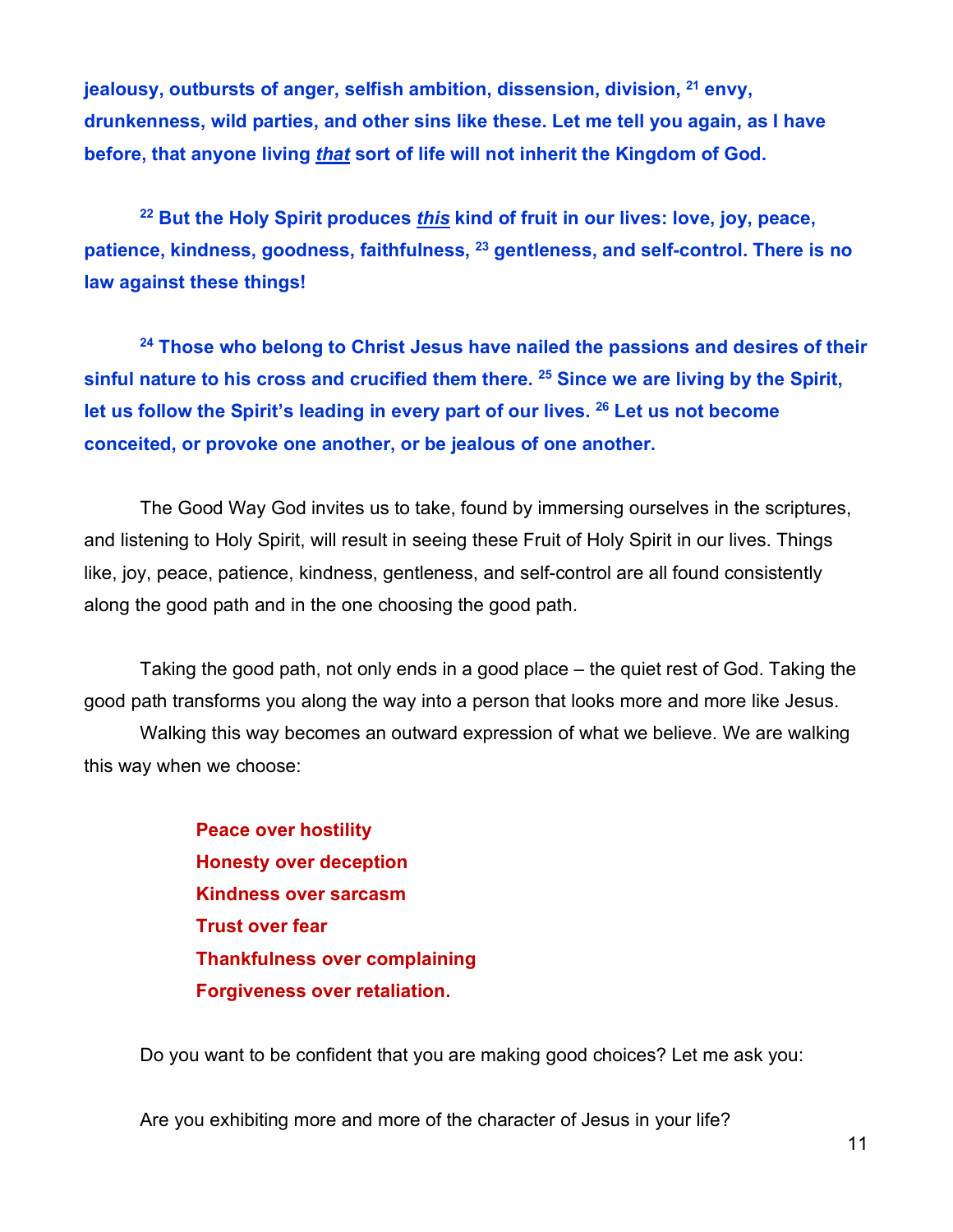**jealousy, outbursts of anger, selfish ambition, dissension, division, [21] envy, drunkenness, wild parties, and other sins like these. Let me tell you again, as I have before, that anyone living *<u>that</u>* sort of life will not inherit the Kingdom of God.**

**[22] But the Holy Spirit produces *<u>this</u>* kind of fruit in our lives: love, joy, peace, patience, kindness, goodness, faithfulness, [23] gentleness, and self-control. There is no law against these things!**

**[24] Those who belong to Christ Jesus have nailed the passions and desires of their sinful nature to his cross and crucified them there. [25] Since we are living by the Spirit, let us follow the Spirit's leading in every part of our lives. [26] Let us not become conceited, or provoke one another, or be jealous of one another.**

The Good Way God invites us to take, found by immersing ourselves in the scriptures, and listening to Holy Spirit, will result in seeing these Fruit of Holy Spirit in our lives. Things like, joy, peace, patience, kindness, gentleness, and self-control are all found consistently along the good path and in the one choosing the good path.

Taking the good path, not only ends in a good place – the quiet rest of God. Taking the good path transforms you along the way into a person that looks more and more like Jesus.

Walking this way becomes an outward expression of what we believe. We are walking this way when we choose:

**Peace over hostility**
**Honesty over deception**
**Kindness over sarcasm**
**Trust over fear**
**Thankfulness over complaining**
**Forgiveness over retaliation.**

Do you want to be confident that you are making good choices? Let me ask you:

Are you exhibiting more and more of the character of Jesus in your life?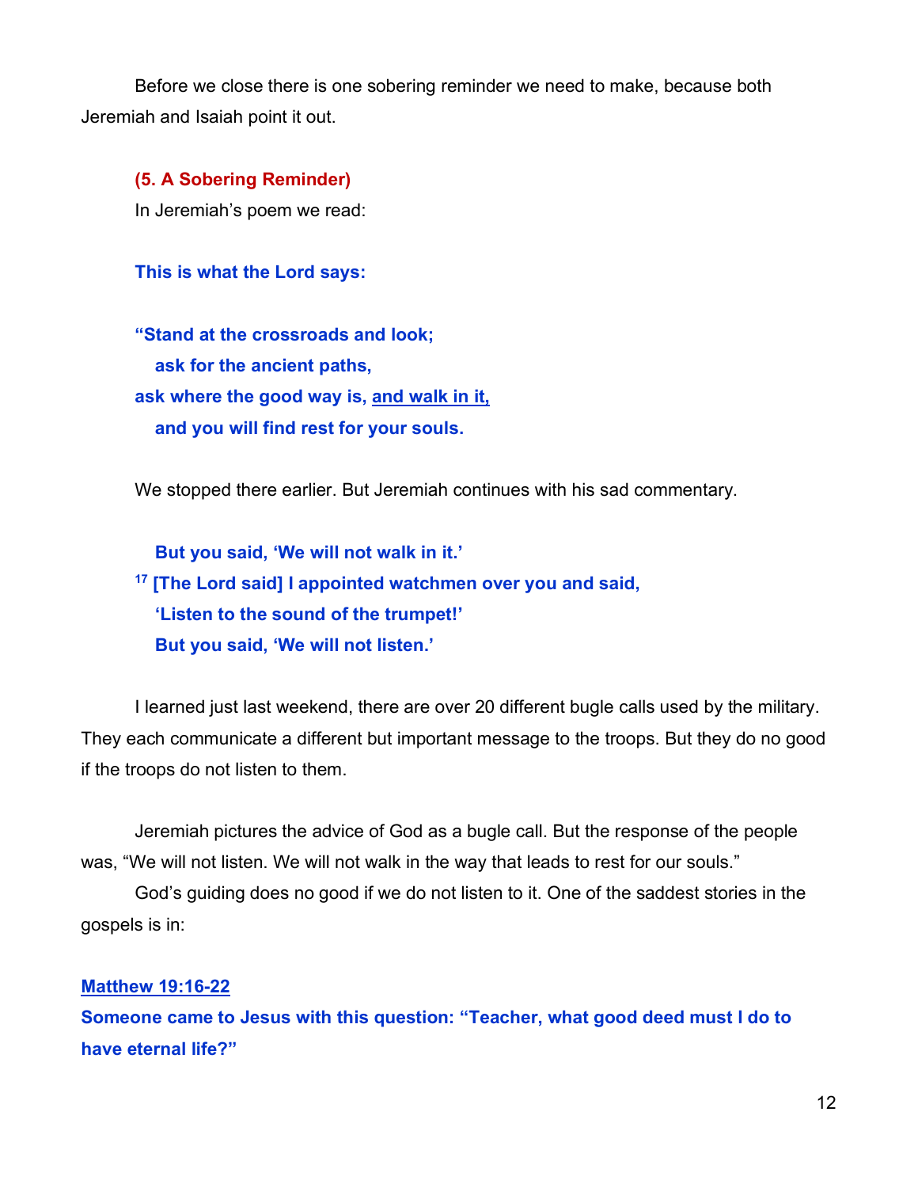Before we close there is one sobering reminder we need to make, because both Jeremiah and Isaiah point it out.

**(5. A Sobering Reminder)**

In Jeremiah's poem we read:

**This is what the Lord says:**

**"Stand at the crossroads and look;**
**ask for the ancient paths,**
**ask where the good way is, <u>and walk in it,</u>**
**and you will find rest for your souls.**

We stopped there earlier. But Jeremiah continues with his sad commentary.

**But you said, 'We will not walk in it.'**
**[17] [The Lord said] I appointed watchmen over you and said,**
**'Listen to the sound of the trumpet!'**
**But you said, 'We will not listen.'**

I learned just last weekend, there are over 20 different bugle calls used by the military. They each communicate a different but important message to the troops. But they do no good if the troops do not listen to them.

Jeremiah pictures the advice of God as a bugle call. But the response of the people was, "We will not listen. We will not walk in the way that leads to rest for our souls."

God's guiding does no good if we do not listen to it. One of the saddest stories in the gospels is in:

**<u>Matthew 19:16-22</u>**

**Someone came to Jesus with this question: "Teacher, what good deed must I do to have eternal life?"**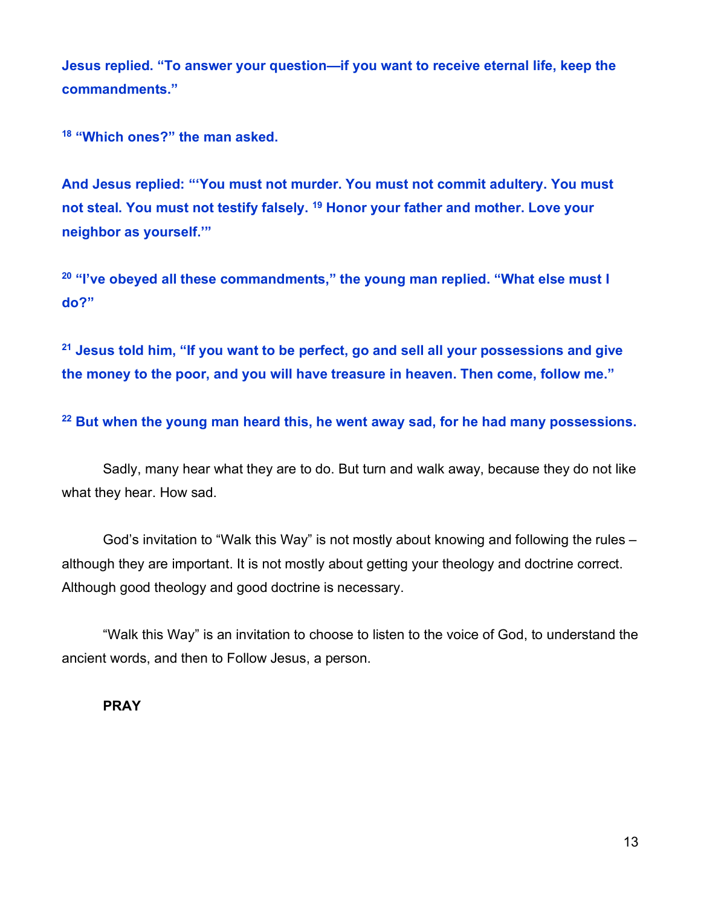**Jesus replied. "To answer your question—if you want to receive eternal life, keep the commandments."**

**[18] "Which ones?" the man asked.**

**And Jesus replied: "'You must not murder. You must not commit adultery. You must not steal. You must not testify falsely. [19] Honor your father and mother. Love your neighbor as yourself.'"**

**[20] "I've obeyed all these commandments," the young man replied. "What else must I do?"**

**[21] Jesus told him, "If you want to be perfect, go and sell all your possessions and give the money to the poor, and you will have treasure in heaven. Then come, follow me."**

**[22] But when the young man heard this, he went away sad, for he had many possessions.**

Sadly, many hear what they are to do. But turn and walk away, because they do not like what they hear. How sad.

God's invitation to "Walk this Way" is not mostly about knowing and following the rules – although they are important. It is not mostly about getting your theology and doctrine correct. Although good theology and good doctrine is necessary.

"Walk this Way" is an invitation to choose to listen to the voice of God, to understand the ancient words, and then to Follow Jesus, a person.

**PRAY**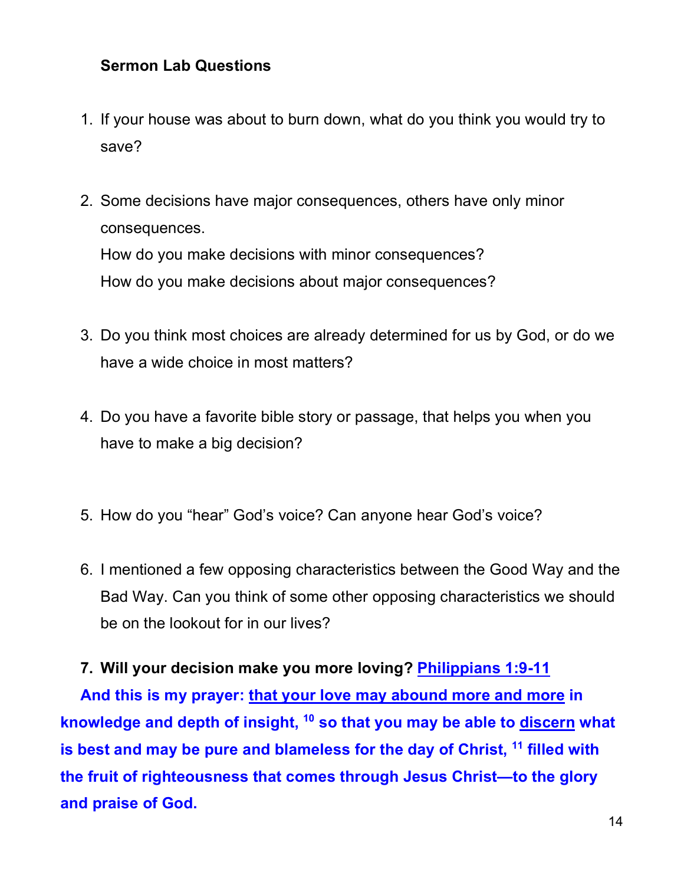**Sermon Lab Questions**

1. If your house was about to burn down, what do you think you would try to save?

2. Some decisions have major consequences, others have only minor consequences.
   How do you make decisions with minor consequences?
   How do you make decisions about major consequences?

3. Do you think most choices are already determined for us by God, or do we have a wide choice in most matters?

4. Do you have a favorite bible story or passage, that helps you when you have to make a big decision?

5. How do you "hear" God's voice? Can anyone hear God's voice?

6. I mentioned a few opposing characteristics between the Good Way and the Bad Way. Can you think of some other opposing characteristics we should be on the lookout for in our lives?

7. **Will your decision make you more loving? Philippians 1:9-11**

**And this is my prayer: that your love may abound more and more in knowledge and depth of insight, [10] so that you may be able to discern what is best and may be pure and blameless for the day of Christ, [11] filled with the fruit of righteousness that comes through Jesus Christ—to the glory and praise of God.**